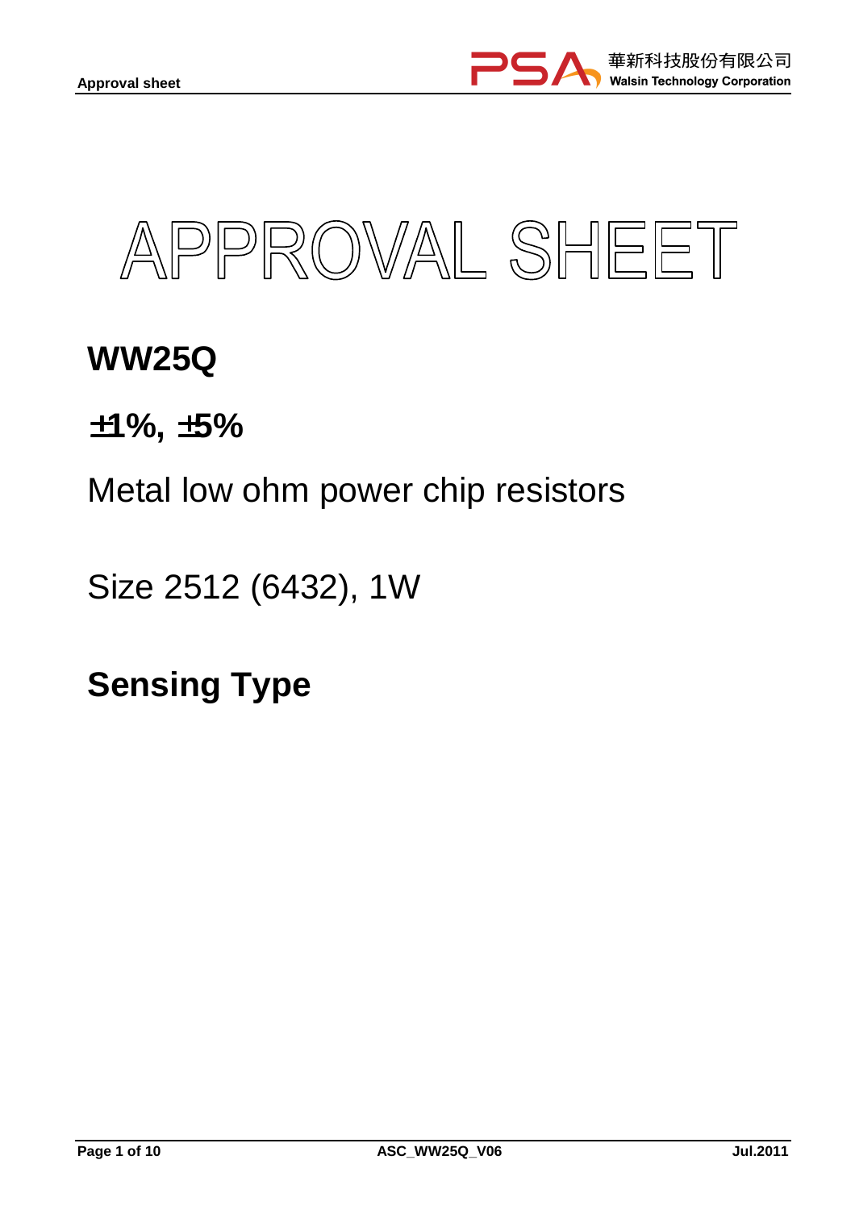# APPROVAL SHEET

## WW25Q

## ±1%, ±5%

Metal low ohm power chip resistors

Size 2512 (6432), 1W

## Sensing Type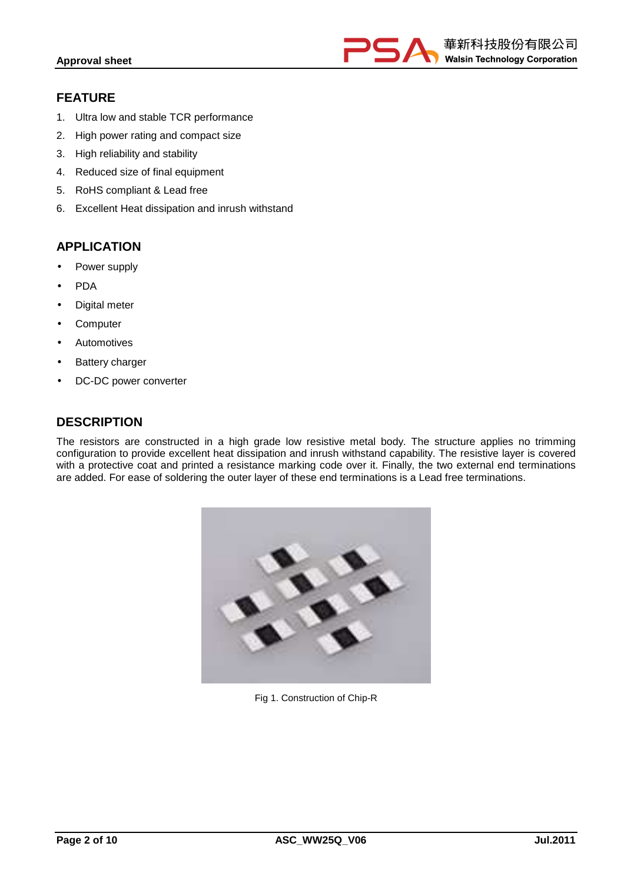## FEATURE

1. Ultra low and stable TCR performance
2. High power rating and compact size
3. High reliability and stability
4. Reduced size of final equipment
5. RoHS compliant & Lead free
6. Excellent Heat dissipation and inrush withstand

## APPLICATION

- Power supply
- PDA
- Digital meter
- Computer
- Automotives
- Battery charger
- DC-DC power converter

## DESCRIPTION

The resistors are constructed in a high grade low resistive metal body. The structure applies no trimming configuration to provide excellent heat dissipation and inrush withstand capability. The resistive layer is covered with a protective coat and printed a resistance marking code over it. Finally, the two external end terminations are added. For ease of soldering the outer layer of these end terminations is a Lead free terminations.

Fig 1. Construction of Chip-R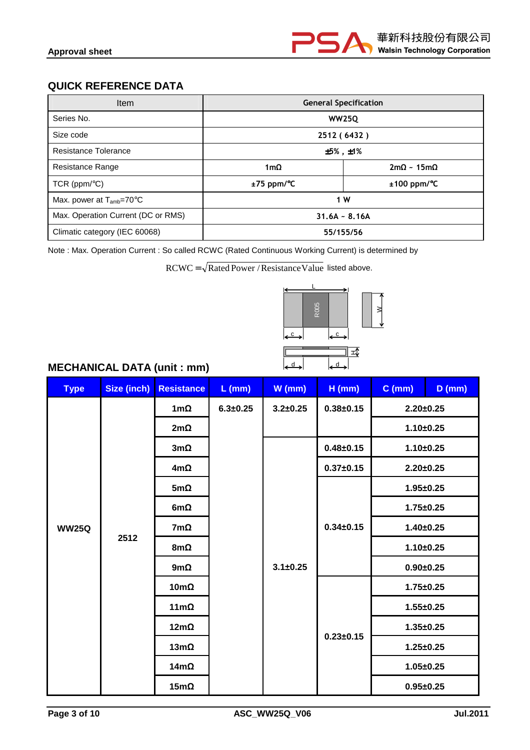## QUICK REFERENCE DATA

| Item | General Specification | |
|---|---|---|
| Series No. | WW25Q | |
| Size code | 2512 ( 6432 ) | |
| Resistance Tolerance | ±5% , ±1% | |
| Resistance Range | 1mΩ | 2mΩ ~ 15mΩ |
| TCR (ppm/℃) | ±75 ppm/℃ | ±100 ppm/℃ |
| Max. power at $T_{amb}$=70℃ | 1 W | |
| Max. Operation Current (DC or RMS) | 31.6A ~ 8.16A | |
| Climatic category (IEC 60068) | 55/155/56 | |

Note : Max. Operation Current : So called RCWC (Rated Continuous Working Current) is determined by

$$RCWC = \sqrt{\text{Rated Power / Resistance Value}}$$ listed above.

## MECHANICAL DATA (unit : mm)

| Type | Size (inch) | Resistance | L (mm) | W (mm) | H (mm) | C (mm) | D (mm) |
|---|---|---|---|---|---|---|---|
| WW25Q | 2512 | 1mΩ | 6.3±0.25 | 3.2±0.25 | 0.38±0.15 | 2.20±0.25 | |
| | | 2mΩ | | | | 1.10±0.25 | |
| | | 3mΩ | | 3.1±0.25 | 0.48±0.15 | 1.10±0.25 | |
| | | 4mΩ | | | 0.37±0.15 | 2.20±0.25 | |
| | | 5mΩ | | | 0.34±0.15 | 1.95±0.25 | |
| | | 6mΩ | | | | 1.75±0.25 | |
| | | 7mΩ | | | | 1.40±0.25 | |
| | | 8mΩ | | | | 1.10±0.25 | |
| | | 9mΩ | | | | 0.90±0.25 | |
| | | 10mΩ | | | 0.23±0.15 | 1.75±0.25 | |
| | | 11mΩ | | | | 1.55±0.25 | |
| | | 12mΩ | | | | 1.35±0.25 | |
| | | 13mΩ | | | | 1.25±0.25 | |
| | | 14mΩ | | | | 1.05±0.25 | |
| | | 15mΩ | | | | 0.95±0.25 | |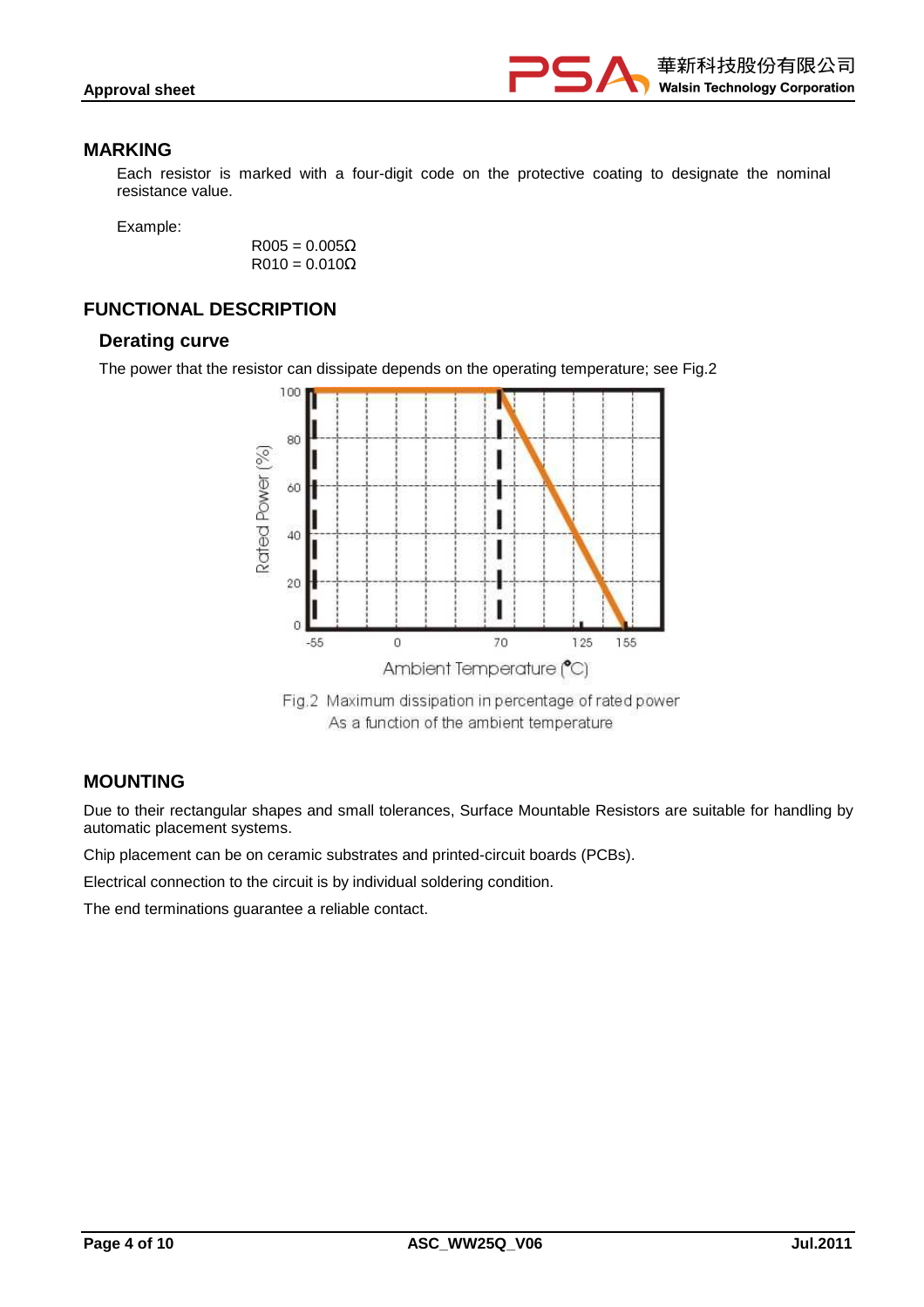## MARKING

Each resistor is marked with a four-digit code on the protective coating to designate the nominal resistance value.

Example:

R005 = 0.005Ω
R010 = 0.010Ω

## FUNCTIONAL DESCRIPTION

### Derating curve

The power that the resistor can dissipate depends on the operating temperature; see Fig.2

Fig.2 Maximum dissipation in percentage of rated power
As a function of the ambient temperature

## MOUNTING

Due to their rectangular shapes and small tolerances, Surface Mountable Resistors are suitable for handling by automatic placement systems.

Chip placement can be on ceramic substrates and printed-circuit boards (PCBs).

Electrical connection to the circuit is by individual soldering condition.

The end terminations guarantee a reliable contact.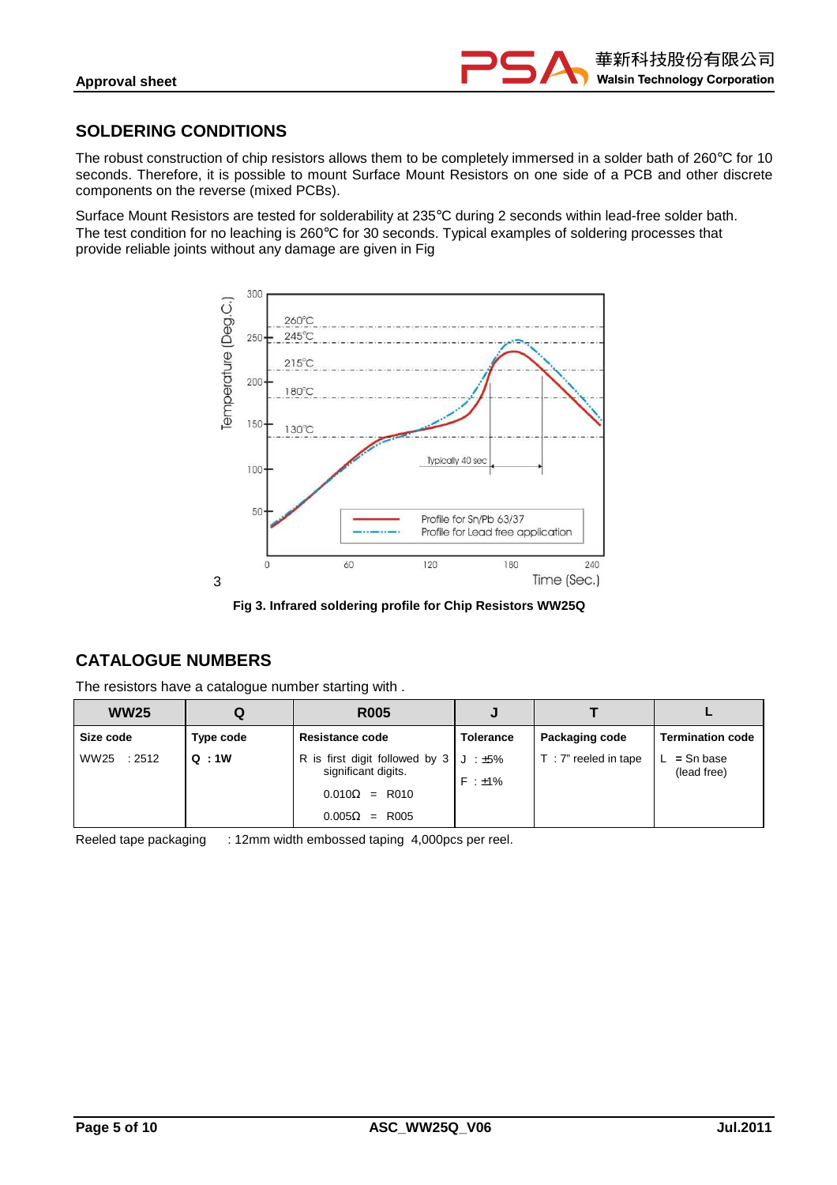## SOLDERING CONDITIONS

The robust construction of chip resistors allows them to be completely immersed in a solder bath of 260℃ for 10 seconds. Therefore, it is possible to mount Surface Mount Resistors on one side of a PCB and other discrete components on the reverse (mixed PCBs).

Surface Mount Resistors are tested for solderability at 235℃ during 2 seconds within lead-free solder bath. The test condition for no leaching is 260℃ for 30 seconds. Typical examples of soldering processes that provide reliable joints without any damage are given in Fig

3

**Fig 3. Infrared soldering profile for Chip Resistors WW25Q**

## CATALOGUE NUMBERS

The resistors have a catalogue number starting with .

| WW25 | Q | R005 | J | T | L |
|---|---|---|---|---|---|
| **Size code** | **Type code** | **Resistance code** | **Tolerance** | **Packaging code** | **Termination code** |
| WW25 : 2512 | **Q : 1W** | R is first digit followed by 3 significant digits.<br>0.010Ω = R010<br>0.005Ω = R005 | J : ±5%<br>F : ±1% | T : 7" reeled in tape | L = Sn base (lead free) |

Reeled tape packaging : 12mm width embossed taping 4,000pcs per reel.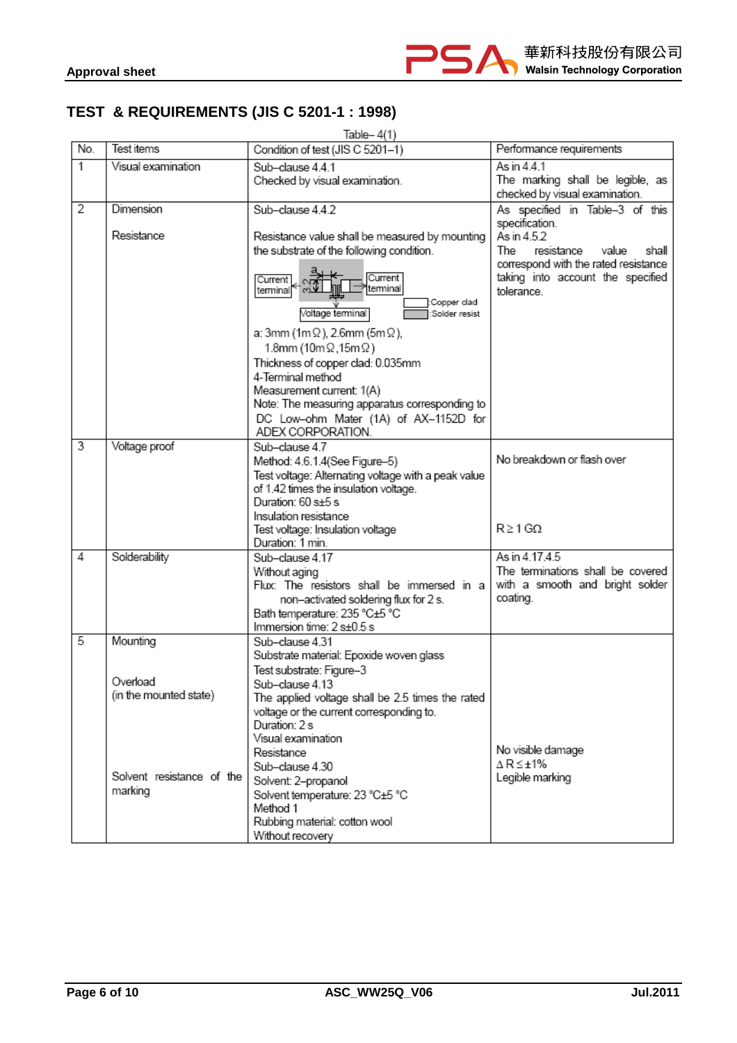## TEST & REQUIREMENTS (JIS C 5201-1 : 1998)

Table– 4(1)

| No. | Test items | Condition of test (JIS C 5201–1) | Performance requirements |
|---|---|---|---|
| 1 | Visual examination | Sub–clause 4.4.1<br>Checked by visual examination. | As in 4.4.1<br>The marking shall be legible, as checked by visual examination. |
| 2 | Dimension<br><br>Resistance | Sub–clause 4.4.2<br><br>Resistance value shall be measured by mounting the substrate of the following condition.<br>Current terminal / Current terminal / Voltage terminal / a / 3.2 / :Copper clad / :Solder resist<br>a: 3mm (1mΩ), 2.6mm (5mΩ), 1.8mm (10mΩ,15mΩ)<br>Thickness of copper clad: 0.035mm<br>4-Terminal method<br>Measurement current: 1(A)<br>Note: The measuring apparatus corresponding to DC Low–ohm Mater (1A) of AX–1152D for ADEX CORPORATION. | As specified in Table–3 of this specification.<br>As in 4.5.2<br>The resistance value shall correspond with the rated resistance taking into account the specified tolerance. |
| 3 | Voltage proof | Sub–clause 4.7<br>Method: 4.6.1.4(See Figure–5)<br>Test voltage: Alternating voltage with a peak value of 1.42 times the insulation voltage.<br>Duration: 60 s±5 s<br>Insulation resistance<br>Test voltage: Insulation voltage<br>Duration: 1 min. | No breakdown or flash over<br><br><br>R≥1 GΩ |
| 4 | Solderability | Sub–clause 4.17<br>Without aging<br>Flux: The resistors shall be immersed in a non–activated soldering flux for 2 s.<br>Bath temperature: 235 °C±5 °C<br>Immersion time: 2 s±0.5 s | As in 4.17.4.5<br>The terminations shall be covered with a smooth and bright solder coating. |
| 5 | Mounting<br><br>Overload<br>(in the mounted state)<br><br><br>Solvent resistance of the marking | Sub–clause 4.31<br>Substrate material: Epoxide woven glass<br>Test substrate: Figure–3<br>Sub–clause 4.13<br>The applied voltage shall be 2.5 times the rated voltage or the current corresponding to.<br>Duration: 2 s<br>Visual examination<br>Resistance<br>Sub–clause 4.30<br>Solvent: 2–propanol<br>Solvent temperature: 23 °C±5 °C<br>Method 1<br>Rubbing material: cotton wool<br>Without recovery | <br><br><br><br><br><br>No visible damage<br>ΔR≤±1%<br>Legible marking |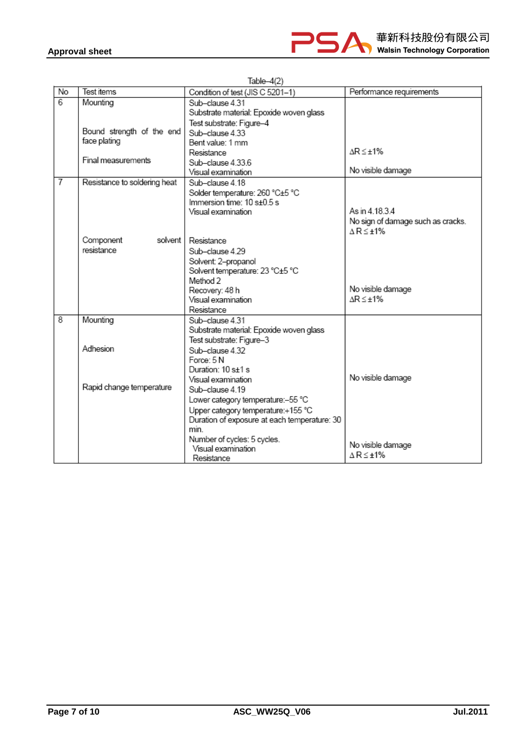Table–4(2)

| No | Test items | Condition of test (JIS C 5201–1) | Performance requirements |
|---|---|---|---|
| 6 | Mounting<br><br>Bound strength of the end face plating<br><br>Final measurements | Sub–clause 4.31<br>Substrate material: Epoxide woven glass<br>Test substrate: Figure–4<br>Sub–clause 4.33<br>Bent value: 1 mm<br>Resistance<br>Sub–clause 4.33.6<br>Visual examination | <br><br><br><br><br>ΔR ≤ ±1%<br><br>No visible damage |
| 7 | Resistance to soldering heat<br><br><br><br><br><br>Component solvent resistance | Sub–clause 4.18<br>Solder temperature: 260 °C±5 °C<br>Immersion time: 10 s±0.5 s<br>Visual examination<br><br><br>Resistance<br>Sub–clause 4.29<br>Solvent: 2–propanol<br>Solvent temperature: 23 °C±5 °C<br>Method 2<br>Recovery: 48 h<br>Visual examination<br>Resistance | <br><br><br>As in 4.18.3.4<br>No sign of damage such as cracks.<br>ΔR ≤ ±1%<br><br><br><br><br><br>No visible damage<br>ΔR ≤ ±1% |
| 8 | Mounting<br><br><br>Adhesion<br><br><br><br>Rapid change temperature | Sub–clause 4.31<br>Substrate material: Epoxide woven glass<br>Test substrate: Figure–3<br>Sub–clause 4.32<br>Force: 5 N<br>Duration: 10 s±1 s<br>Visual examination<br>Sub–clause 4.19<br>Lower category temperature:–55 °C<br>Upper category temperature:+155 °C<br>Duration of exposure at each temperature: 30 min.<br>Number of cycles: 5 cycles.<br>Visual examination<br>Resistance | <br><br><br><br><br><br>No visible damage<br><br><br><br><br><br>No visible damage<br>ΔR ≤ ±1% |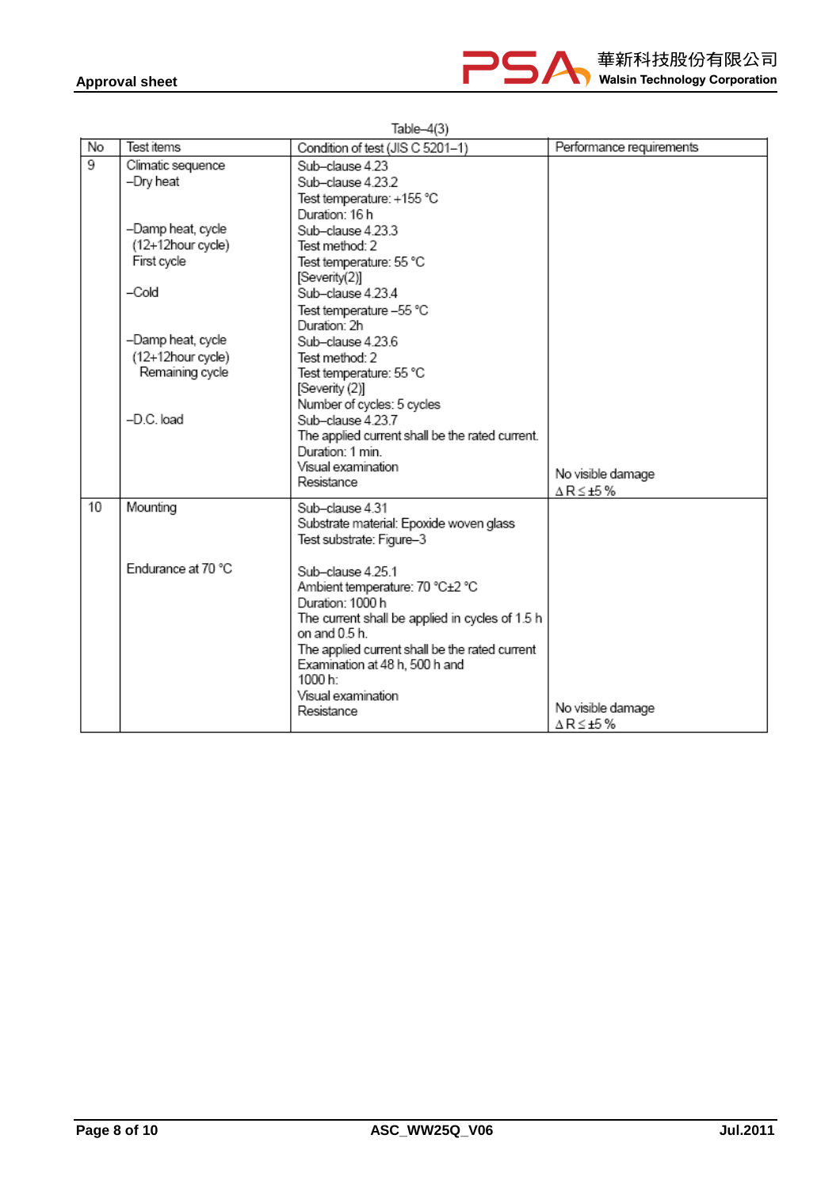Table–4(3)

| No | Test items | Condition of test (JIS C 5201–1) | Performance requirements |
|---|---|---|---|
| 9 | Climatic sequence<br>–Dry heat<br><br><br>–Damp heat, cycle<br>(12+12hour cycle)<br>First cycle<br><br>–Cold<br><br><br>–Damp heat, cycle<br>(12+12hour cycle)<br>Remaining cycle<br><br><br>–D.C. load | Sub–clause 4.23<br>Sub–clause 4.23.2<br>Test temperature: +155 °C<br>Duration: 16 h<br>Sub–clause 4.23.3<br>Test method: 2<br>Test temperature: 55 °C<br>[Severity(2)]<br>Sub–clause 4.23.4<br>Test temperature –55 °C<br>Duration: 2h<br>Sub–clause 4.23.6<br>Test method: 2<br>Test temperature: 55 °C<br>[Severity (2)]<br>Number of cycles: 5 cycles<br>Sub–clause 4.23.7<br>The applied current shall be the rated current.<br>Duration: 1 min.<br>Visual examination<br>Resistance | No visible damage<br>$\Delta R \leq \pm 5$ % |
| 10 | Mounting<br><br><br><br>Endurance at 70 °C | Sub–clause 4.31<br>Substrate material: Epoxide woven glass<br>Test substrate: Figure–3<br><br>Sub–clause 4.25.1<br>Ambient temperature: 70 °C±2 °C<br>Duration: 1000 h<br>The current shall be applied in cycles of 1.5 h on and 0.5 h.<br>The applied current shall be the rated current<br>Examination at 48 h, 500 h and 1000 h:<br>Visual examination<br>Resistance | No visible damage<br>$\Delta R \leq \pm 5$ % |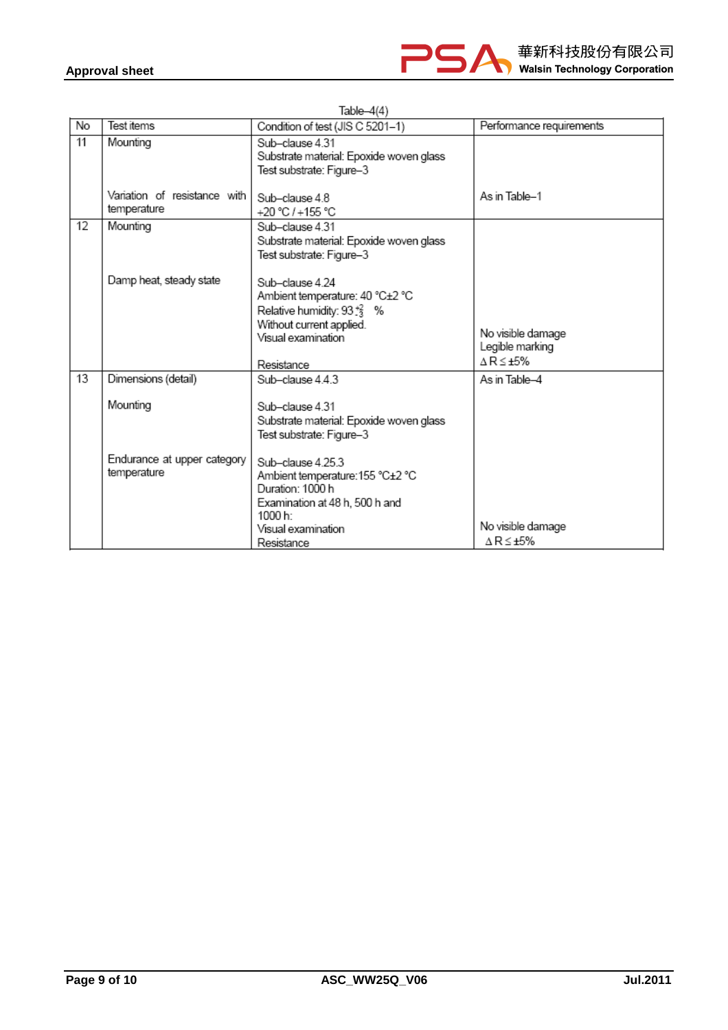Table–4(4)

| No | Test items | Condition of test (JIS C 5201–1) | Performance requirements |
|---|---|---|---|
| 11 | Mounting<br><br>Variation of resistance with temperature | Sub–clause 4.31<br>Substrate material: Epoxide woven glass<br>Test substrate: Figure–3<br><br>Sub–clause 4.8<br>+20 °C / +155 °C | As in Table–1 |
| 12 | Mounting<br><br>Damp heat, steady state | Sub–clause 4.31<br>Substrate material: Epoxide woven glass<br>Test substrate: Figure–3<br><br>Sub–clause 4.24<br>Ambient temperature: 40 °C±2 °C<br>Relative humidity: $93^{+2}_{-3}$ %<br>Without current applied.<br>Visual examination<br><br>Resistance | No visible damage<br>Legible marking<br>ΔR ≤ ±5% |
| 13 | Dimensions (detail)<br><br>Mounting<br><br>Endurance at upper category temperature | Sub–clause 4.4.3<br><br>Sub–clause 4.31<br>Substrate material: Epoxide woven glass<br>Test substrate: Figure–3<br><br>Sub–clause 4.25.3<br>Ambient temperature: 155 °C±2 °C<br>Duration: 1000 h<br>Examination at 48 h, 500 h and 1000 h:<br>Visual examination<br>Resistance | As in Table–4<br><br>No visible damage<br>ΔR ≤ ±5% |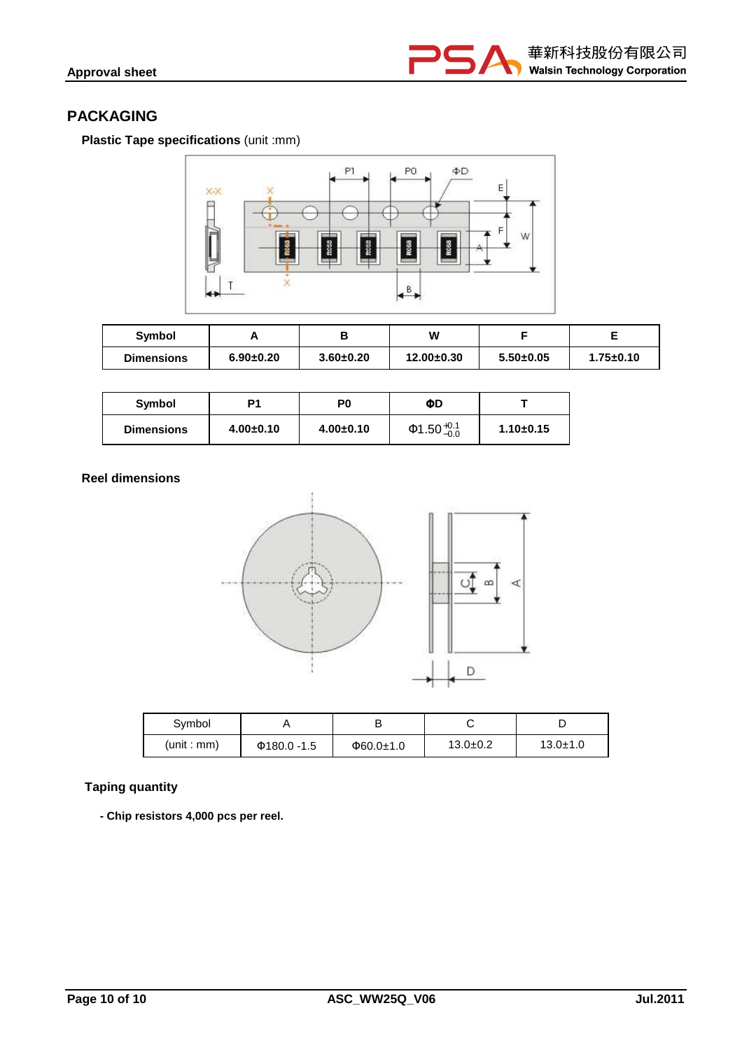## PACKAGING

**Plastic Tape specifications** (unit :mm)

| Symbol | A | B | W | F | E |
|---|---|---|---|---|---|
| Dimensions | 6.90±0.20 | 3.60±0.20 | 12.00±0.30 | 5.50±0.05 | 1.75±0.10 |

| Symbol | P1 | P0 | ΦD | T |
|---|---|---|---|---|
| Dimensions | 4.00±0.10 | 4.00±0.10 | $\Phi 1.50^{+0.1}_{-0.0}$ | 1.10±0.15 |

**Reel dimensions**

| Symbol | A | B | C | D |
|---|---|---|---|---|
| (unit : mm) | Φ180.0 -1.5 | Φ60.0±1.0 | 13.0±0.2 | 13.0±1.0 |

**Taping quantity**

**- Chip resistors 4,000 pcs per reel.**